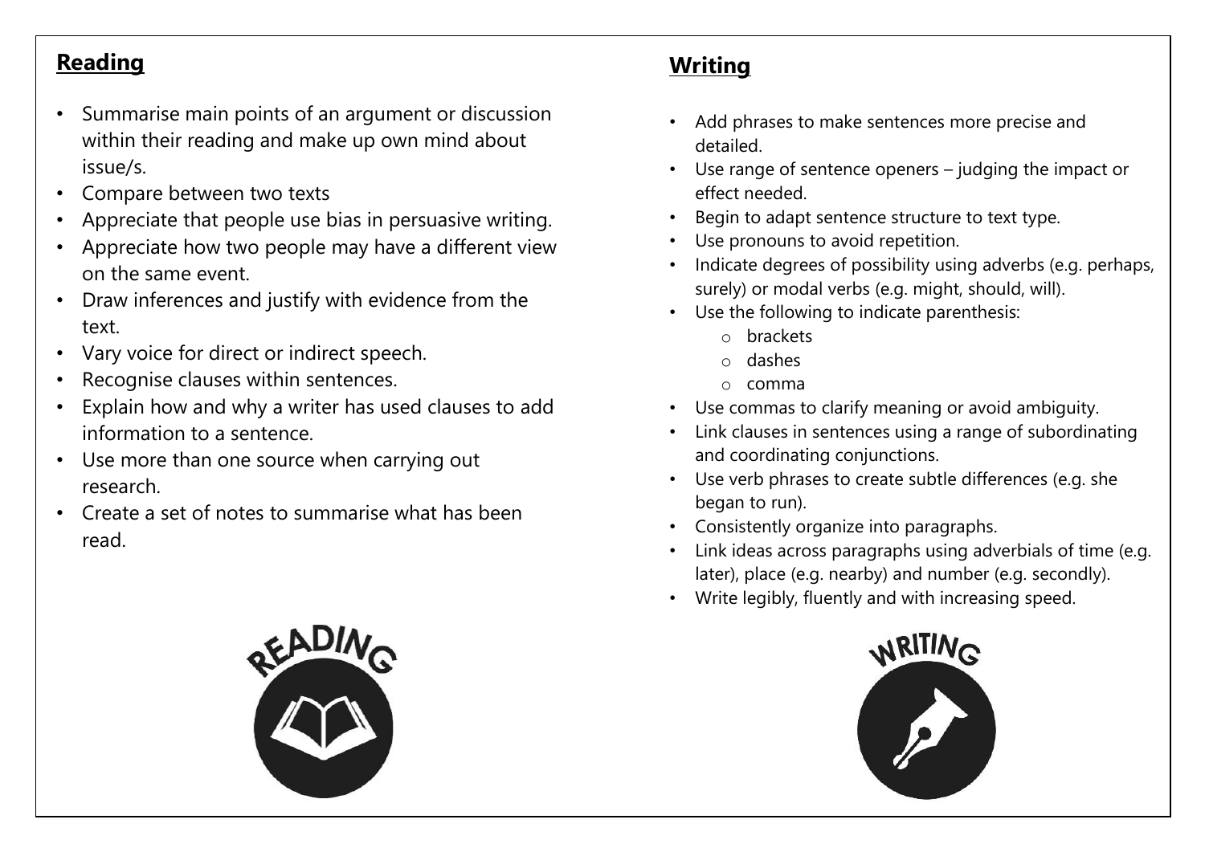## Reading

- Summarise main points of an argument or discussion within their reading and make up own mind about issue/s.
- Compare between two texts
- Appreciate that people use bias in persuasive writing.
- Appreciate how two people may have a different view on the same event.
- Draw inferences and justify with evidence from the text.
- Vary voice for direct or indirect speech.
- Recognise clauses within sentences.
- Explain how and why a writer has used clauses to add information to a sentence.
- Use more than one source when carrying out research.
- Create a set of notes to summarise what has been read.

## Writing

- Add phrases to make sentences more precise and detailed.
- Use range of sentence openers – judging the impact or effect needed.
- Begin to adapt sentence structure to text type.
- Use pronouns to avoid repetition.
- Indicate degrees of possibility using adverbs (e.g. perhaps, surely) or modal verbs (e.g. might, should, will).
- Use the following to indicate parenthesis:
  - brackets
  - dashes
  - comma
- Use commas to clarify meaning or avoid ambiguity.
- Link clauses in sentences using a range of subordinating and coordinating conjunctions.
- Use verb phrases to create subtle differences (e.g. she began to run).
- Consistently organize into paragraphs.
- Link ideas across paragraphs using adverbials of time (e.g. later), place (e.g. nearby) and number (e.g. secondly).
- Write legibly, fluently and with increasing speed.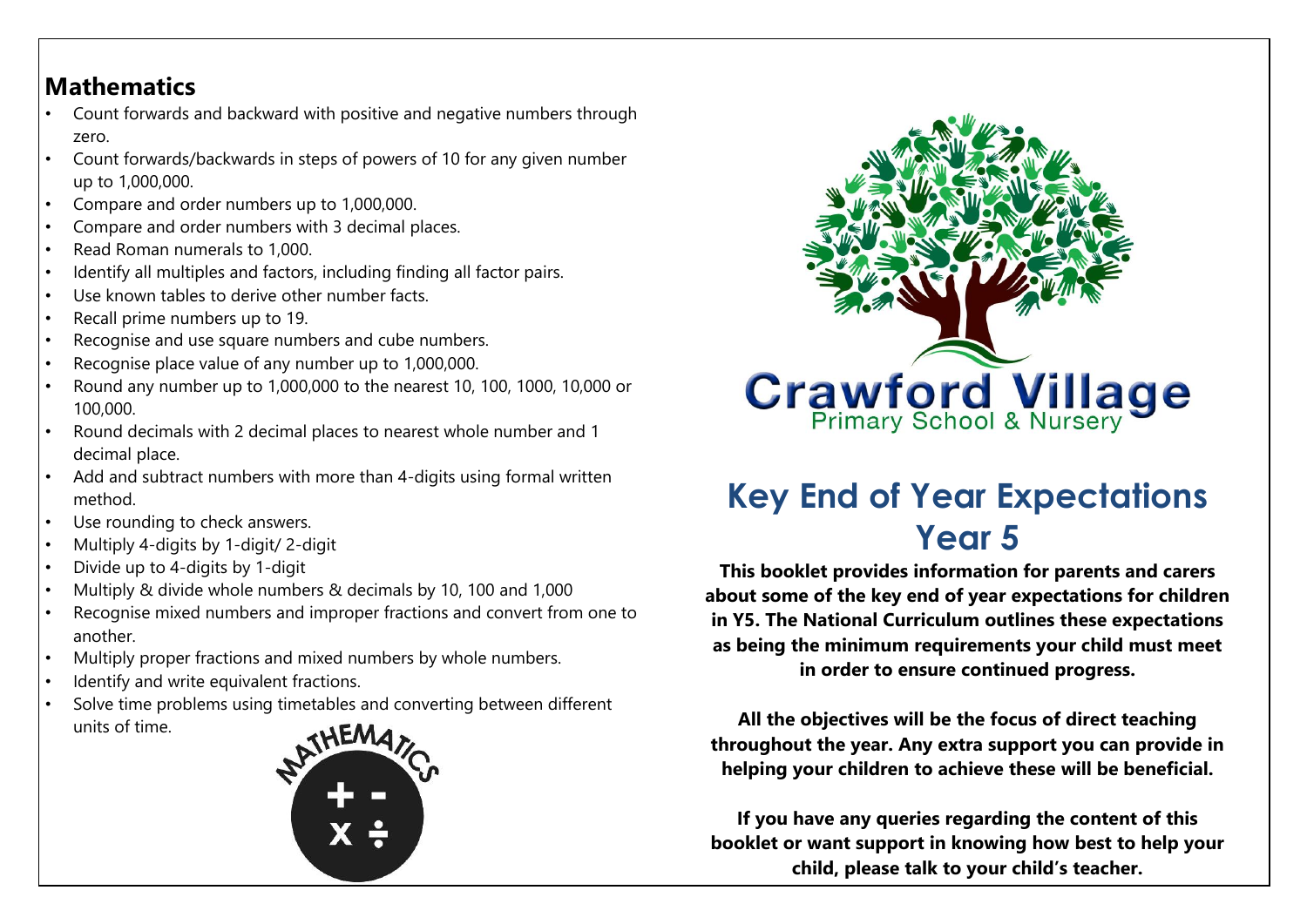## Mathematics

- Count forwards and backward with positive and negative numbers through zero.
- Count forwards/backwards in steps of powers of 10 for any given number up to 1,000,000.
- Compare and order numbers up to 1,000,000.
- Compare and order numbers with 3 decimal places.
- Read Roman numerals to 1,000.
- Identify all multiples and factors, including finding all factor pairs.
- Use known tables to derive other number facts.
- Recall prime numbers up to 19.
- Recognise and use square numbers and cube numbers.
- Recognise place value of any number up to 1,000,000.
- Round any number up to 1,000,000 to the nearest 10, 100, 1000, 10,000 or 100,000.
- Round decimals with 2 decimal places to nearest whole number and 1 decimal place.
- Add and subtract numbers with more than 4-digits using formal written method.
- Use rounding to check answers.
- Multiply 4-digits by 1-digit/ 2-digit
- Divide up to 4-digits by 1-digit
- Multiply & divide whole numbers & decimals by 10, 100 and 1,000
- Recognise mixed numbers and improper fractions and convert from one to another.
- Multiply proper fractions and mixed numbers by whole numbers.
- Identify and write equivalent fractions.
- Solve time problems using timetables and converting between different units of time.

Crawford Village
Primary School & Nursery

# Key End of Year Expectations Year 5

**This booklet provides information for parents and carers about some of the key end of year expectations for children in Y5. The National Curriculum outlines these expectations as being the minimum requirements your child must meet in order to ensure continued progress.**

**All the objectives will be the focus of direct teaching throughout the year. Any extra support you can provide in helping your children to achieve these will be beneficial.**

**If you have any queries regarding the content of this booklet or want support in knowing how best to help your child, please talk to your child's teacher.**